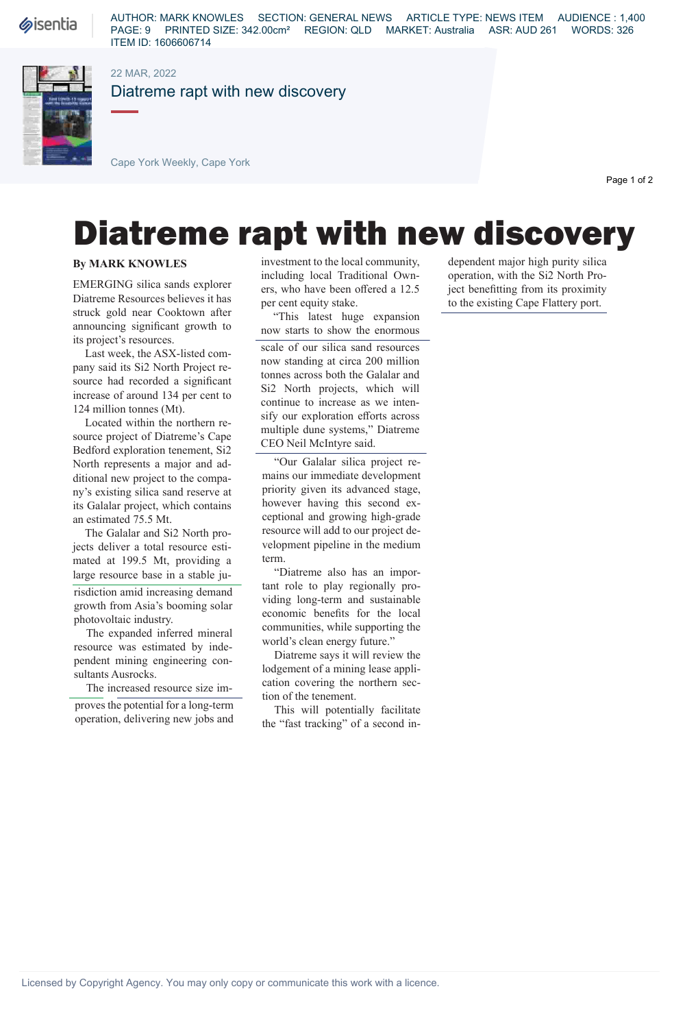# Diatreme rapt with new discovery

**By MARK KNOWLES**

EMERGING silica sands explorer Diatreme Resources believes it has struck gold near Cooktown after announcing significant growth to its project's resources.

Last week, the ASX-listed company said its Si2 North Project resource had recorded a significant increase of around 134 per cent to 124 million tonnes (Mt).

Located within the northern resource project of Diatreme's Cape Bedford exploration tenement, Si2 North represents a major and additional new project to the company's existing silica sand reserve at its Galalar project, which contains an estimated 75.5 Mt.

The Galalar and Si2 North projects deliver a total resource estimated at 199.5 Mt, providing a large resource base in a stable jurisdiction amid increasing demand growth from Asia's booming solar photovoltaic industry.

The expanded inferred mineral resource was estimated by independent mining engineering consultants Ausrocks.

The increased resource size improves the potential for a long-term operation, delivering new jobs and investment to the local community, including local Traditional Owners, who have been offered a 12.5 per cent equity stake.

"This latest huge expansion now starts to show the enormous scale of our silica sand resources now standing at circa 200 million tonnes across both the Galalar and Si2 North projects, which will continue to increase as we intensify our exploration efforts across multiple dune systems," Diatreme CEO Neil McIntyre said.

"Our Galalar silica project remains our immediate development priority given its advanced stage, however having this second exceptional and growing high-grade resource will add to our project development pipeline in the medium term.

"Diatreme also has an important role to play regionally providing long-term and sustainable economic benefits for the local communities, while supporting the world's clean energy future."

Diatreme says it will review the lodgement of a mining lease application covering the northern section of the tenement.

This will potentially facilitate the "fast tracking" of a second independent major high purity silica operation, with the Si2 North Project benefitting from its proximity to the existing Cape Flattery port.